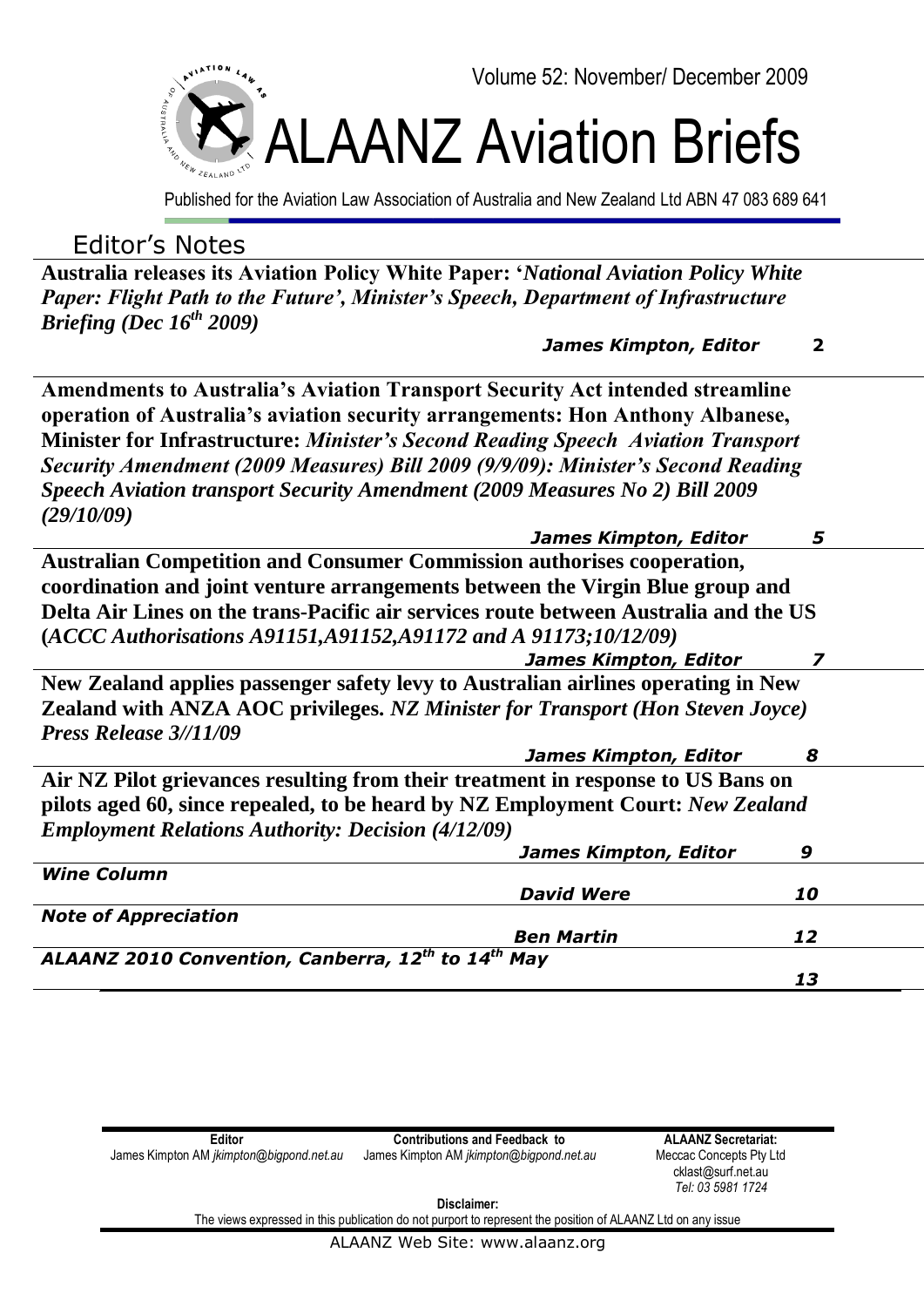Volume 52: November/ December 2009

# ALAANZ Aviation Briefs

Published for the Aviation Law Association of Australia and New Zealand Ltd ABN 47 083 689 641

## Editor's Notes

| Item | Author | Page |
|---|---|---|
| **Australia releases its Aviation Policy White Paper: '*National Aviation Policy White Paper: Flight Path to the Future', Minister's Speech, Department of Infrastructure Briefing (Dec 16th 2009)*** | ***James Kimpton, Editor*** | **2** |
| **Amendments to Australia's Aviation Transport Security Act intended streamline operation of Australia's aviation security arrangements: Hon Anthony Albanese, Minister for Infrastructure: *Minister's Second Reading Speech Aviation Transport Security Amendment (2009 Measures) Bill 2009 (9/9/09): Minister's Second Reading Speech Aviation transport Security Amendment (2009 Measures No 2) Bill 2009 (29/10/09)*** | ***James Kimpton, Editor*** | ***5*** |
| **Australian Competition and Consumer Commission authorises cooperation, coordination and joint venture arrangements between the Virgin Blue group and Delta Air Lines on the trans-Pacific air services route between Australia and the US (*ACCC Authorisations A91151,A91152,A91172 and A 91173;10/12/09*)** | ***James Kimpton, Editor*** | ***7*** |
| **New Zealand applies passenger safety levy to Australian airlines operating in New Zealand with ANZA AOC privileges. *NZ Minister for Transport (Hon Steven Joyce) Press Release 3//11/09*** | ***James Kimpton, Editor*** | ***8*** |
| **Air NZ Pilot grievances resulting from their treatment in response to US Bans on pilots aged 60, since repealed, to be heard by NZ Employment Court: *New Zealand Employment Relations Authority: Decision (4/12/09)*** | ***James Kimpton, Editor*** | ***9*** |
| ***Wine Column*** | ***David Were*** | ***10*** |
| ***Note of Appreciation*** | ***Ben Martin*** | ***12*** |
| ***ALAANZ 2010 Convention, Canberra, 12th to 14th May*** | | ***13*** |

**Editor**
James Kimpton AM *jkimpton@bigpond.net.au*

**Contributions and Feedback to**
James Kimpton AM *jkimpton@bigpond.net.au*

**ALAANZ Secretariat:**
Meccac Concepts Pty Ltd
cklast@surf.net.au
*Tel: 03 5981 1724*

**Disclaimer:**
The views expressed in this publication do not purport to represent the position of ALAANZ Ltd on any issue

ALAANZ Web Site: www.alaanz.org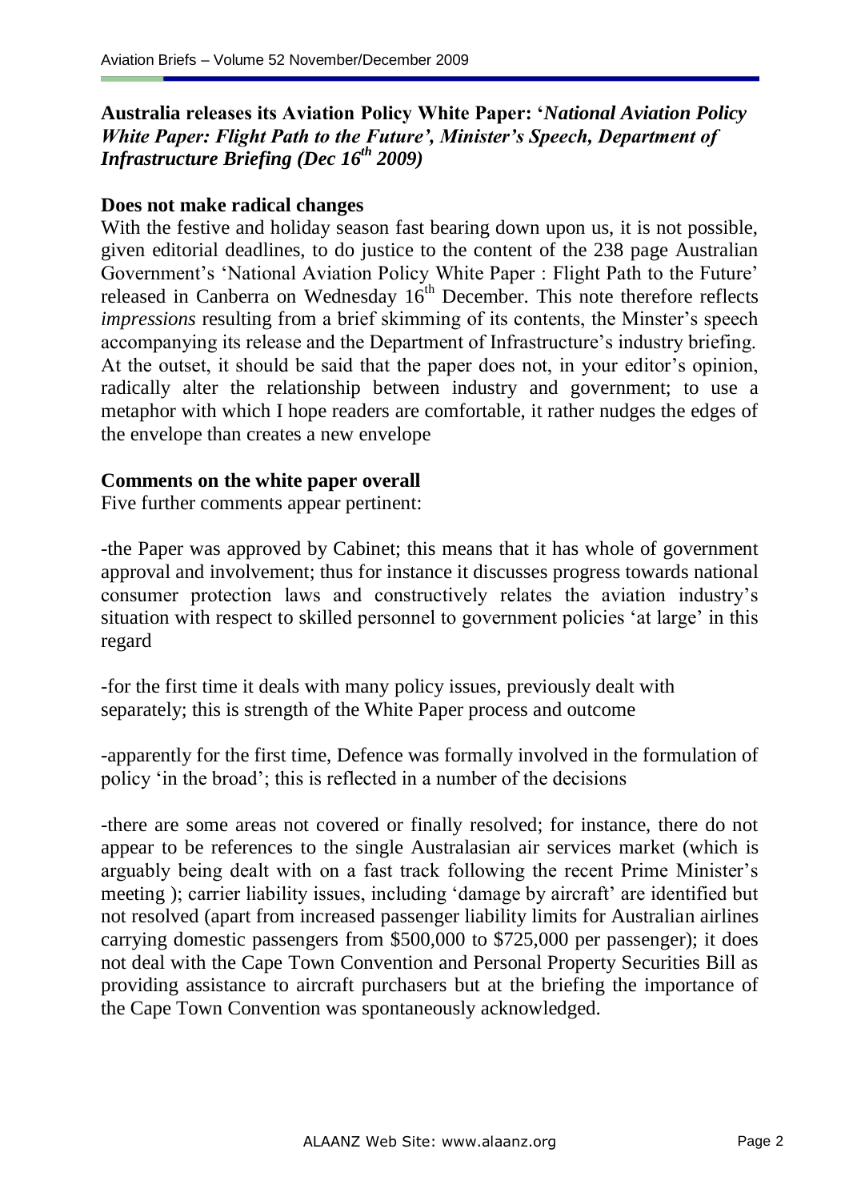## Australia releases its Aviation Policy White Paper: '*National Aviation Policy White Paper: Flight Path to the Future', Minister's Speech, Department of Infrastructure Briefing (Dec 16th 2009)*

### Does not make radical changes

With the festive and holiday season fast bearing down upon us, it is not possible, given editorial deadlines, to do justice to the content of the 238 page Australian Government's 'National Aviation Policy White Paper : Flight Path to the Future' released in Canberra on Wednesday 16th December. This note therefore reflects *impressions* resulting from a brief skimming of its contents, the Minster's speech accompanying its release and the Department of Infrastructure's industry briefing. At the outset, it should be said that the paper does not, in your editor's opinion, radically alter the relationship between industry and government; to use a metaphor with which I hope readers are comfortable, it rather nudges the edges of the envelope than creates a new envelope

### Comments on the white paper overall

Five further comments appear pertinent:

-the Paper was approved by Cabinet; this means that it has whole of government approval and involvement; thus for instance it discusses progress towards national consumer protection laws and constructively relates the aviation industry's situation with respect to skilled personnel to government policies 'at large' in this regard

-for the first time it deals with many policy issues, previously dealt with separately; this is strength of the White Paper process and outcome

-apparently for the first time, Defence was formally involved in the formulation of policy 'in the broad'; this is reflected in a number of the decisions

-there are some areas not covered or finally resolved; for instance, there do not appear to be references to the single Australasian air services market (which is arguably being dealt with on a fast track following the recent Prime Minister's meeting ); carrier liability issues, including 'damage by aircraft' are identified but not resolved (apart from increased passenger liability limits for Australian airlines carrying domestic passengers from \$500,000 to \$725,000 per passenger); it does not deal with the Cape Town Convention and Personal Property Securities Bill as providing assistance to aircraft purchasers but at the briefing the importance of the Cape Town Convention was spontaneously acknowledged.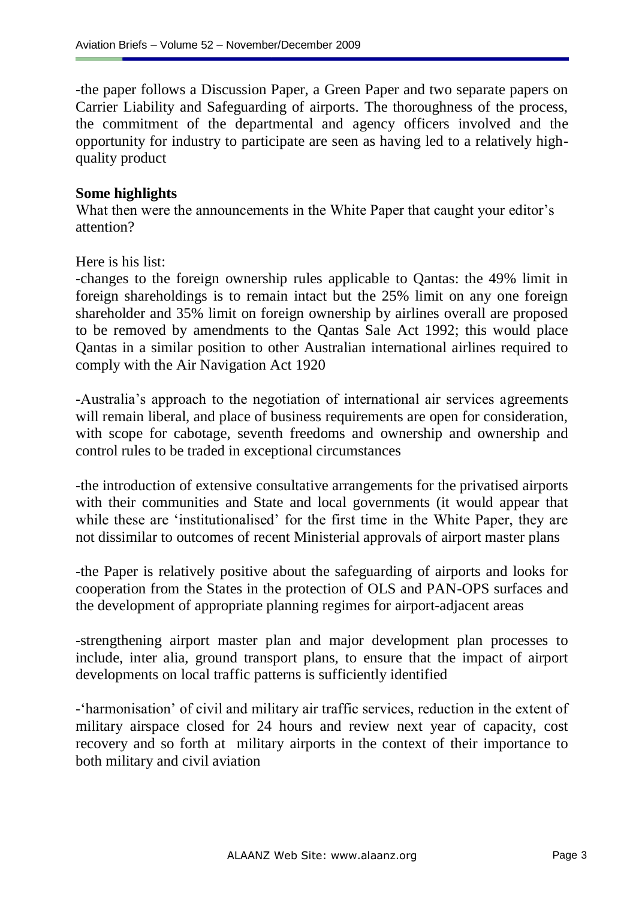-the paper follows a Discussion Paper, a Green Paper and two separate papers on Carrier Liability and Safeguarding of airports. The thoroughness of the process, the commitment of the departmental and agency officers involved and the opportunity for industry to participate are seen as having led to a relatively high-quality product

**Some highlights**

What then were the announcements in the White Paper that caught your editor's attention?

Here is his list:

-changes to the foreign ownership rules applicable to Qantas: the 49% limit in foreign shareholdings is to remain intact but the 25% limit on any one foreign shareholder and 35% limit on foreign ownership by airlines overall are proposed to be removed by amendments to the Qantas Sale Act 1992; this would place Qantas in a similar position to other Australian international airlines required to comply with the Air Navigation Act 1920

-Australia's approach to the negotiation of international air services agreements will remain liberal, and place of business requirements are open for consideration, with scope for cabotage, seventh freedoms and ownership and ownership and control rules to be traded in exceptional circumstances

-the introduction of extensive consultative arrangements for the privatised airports with their communities and State and local governments (it would appear that while these are 'institutionalised' for the first time in the White Paper, they are not dissimilar to outcomes of recent Ministerial approvals of airport master plans

-the Paper is relatively positive about the safeguarding of airports and looks for cooperation from the States in the protection of OLS and PAN-OPS surfaces and the development of appropriate planning regimes for airport-adjacent areas

-strengthening airport master plan and major development plan processes to include, inter alia, ground transport plans, to ensure that the impact of airport developments on local traffic patterns is sufficiently identified

-'harmonisation' of civil and military air traffic services, reduction in the extent of military airspace closed for 24 hours and review next year of capacity, cost recovery and so forth at military airports in the context of their importance to both military and civil aviation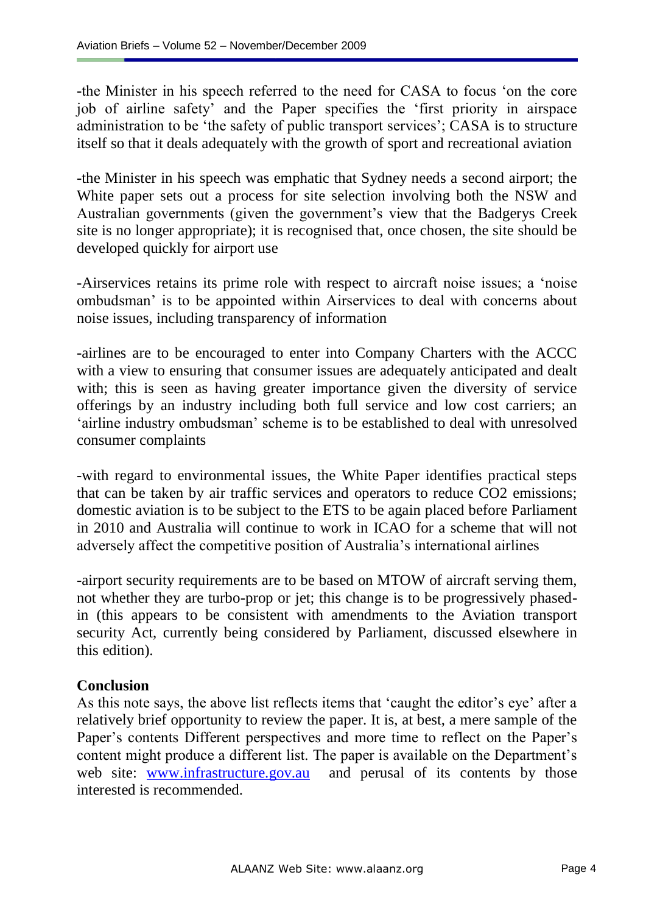-the Minister in his speech referred to the need for CASA to focus 'on the core job of airline safety' and the Paper specifies the 'first priority in airspace administration to be 'the safety of public transport services'; CASA is to structure itself so that it deals adequately with the growth of sport and recreational aviation

-the Minister in his speech was emphatic that Sydney needs a second airport; the White paper sets out a process for site selection involving both the NSW and Australian governments (given the government's view that the Badgerys Creek site is no longer appropriate); it is recognised that, once chosen, the site should be developed quickly for airport use

-Airservices retains its prime role with respect to aircraft noise issues; a 'noise ombudsman' is to be appointed within Airservices to deal with concerns about noise issues, including transparency of information

-airlines are to be encouraged to enter into Company Charters with the ACCC with a view to ensuring that consumer issues are adequately anticipated and dealt with; this is seen as having greater importance given the diversity of service offerings by an industry including both full service and low cost carriers; an 'airline industry ombudsman' scheme is to be established to deal with unresolved consumer complaints

-with regard to environmental issues, the White Paper identifies practical steps that can be taken by air traffic services and operators to reduce $CO_2$ emissions; domestic aviation is to be subject to the ETS to be again placed before Parliament in 2010 and Australia will continue to work in ICAO for a scheme that will not adversely affect the competitive position of Australia's international airlines

-airport security requirements are to be based on MTOW of aircraft serving them, not whether they are turbo-prop or jet; this change is to be progressively phased-in (this appears to be consistent with amendments to the Aviation transport security Act, currently being considered by Parliament, discussed elsewhere in this edition).

**Conclusion**

As this note says, the above list reflects items that 'caught the editor's eye' after a relatively brief opportunity to review the paper. It is, at best, a mere sample of the Paper's contents Different perspectives and more time to reflect on the Paper's content might produce a different list. The paper is available on the Department's web site: [www.infrastructure.gov.au](http://www.infrastructure.gov.au) and perusal of its contents by those interested is recommended.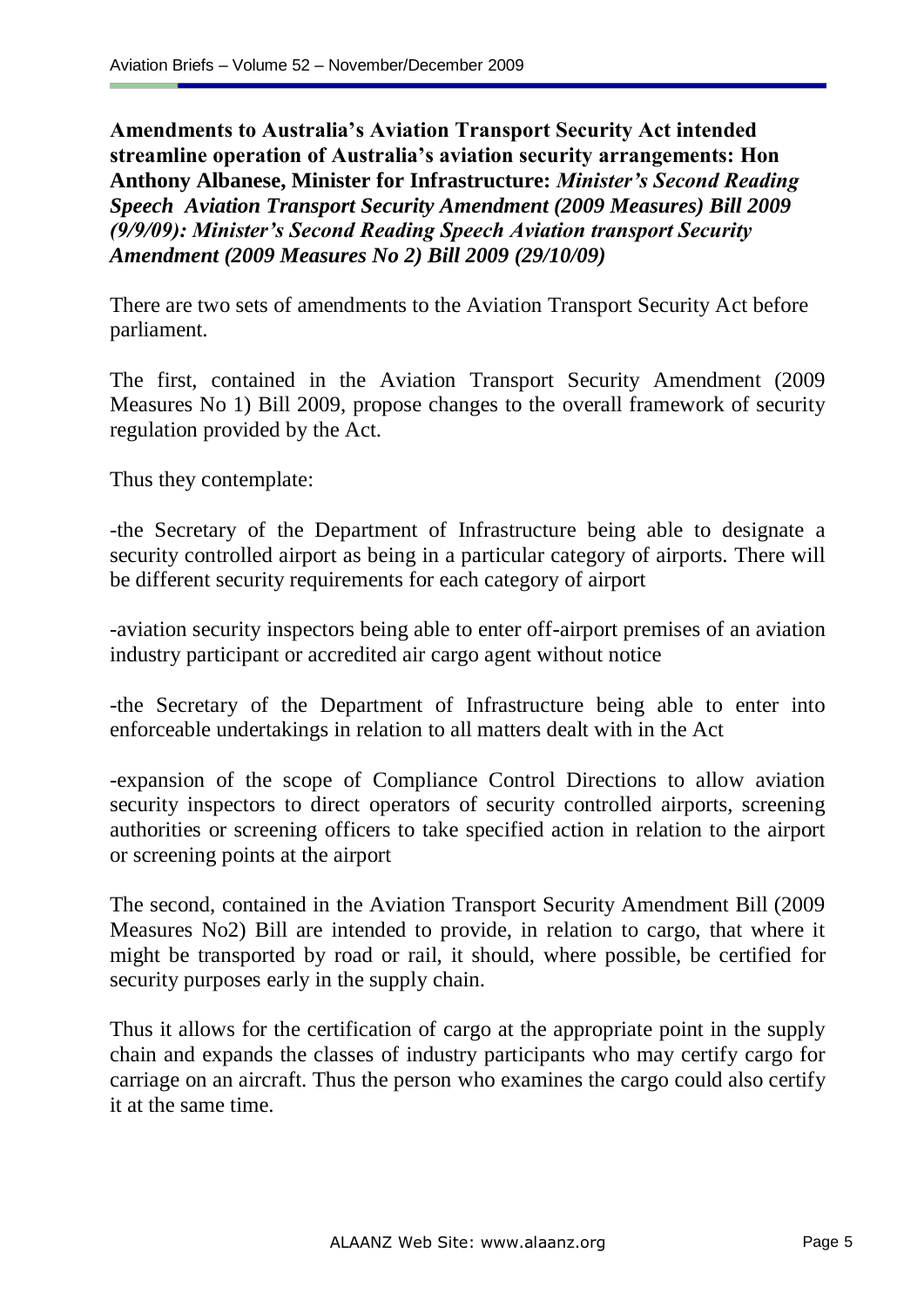**Amendments to Australia's Aviation Transport Security Act intended streamline operation of Australia's aviation security arrangements: Hon Anthony Albanese, Minister for Infrastructure:** ***Minister's Second Reading Speech Aviation Transport Security Amendment (2009 Measures) Bill 2009 (9/9/09): Minister's Second Reading Speech Aviation transport Security Amendment (2009 Measures No 2) Bill 2009 (29/10/09)***

There are two sets of amendments to the Aviation Transport Security Act before parliament.

The first, contained in the Aviation Transport Security Amendment (2009 Measures No 1) Bill 2009, propose changes to the overall framework of security regulation provided by the Act.

Thus they contemplate:

-the Secretary of the Department of Infrastructure being able to designate a security controlled airport as being in a particular category of airports. There will be different security requirements for each category of airport

-aviation security inspectors being able to enter off-airport premises of an aviation industry participant or accredited air cargo agent without notice

-the Secretary of the Department of Infrastructure being able to enter into enforceable undertakings in relation to all matters dealt with in the Act

-expansion of the scope of Compliance Control Directions to allow aviation security inspectors to direct operators of security controlled airports, screening authorities or screening officers to take specified action in relation to the airport or screening points at the airport

The second, contained in the Aviation Transport Security Amendment Bill (2009 Measures No2) Bill are intended to provide, in relation to cargo, that where it might be transported by road or rail, it should, where possible, be certified for security purposes early in the supply chain.

Thus it allows for the certification of cargo at the appropriate point in the supply chain and expands the classes of industry participants who may certify cargo for carriage on an aircraft. Thus the person who examines the cargo could also certify it at the same time.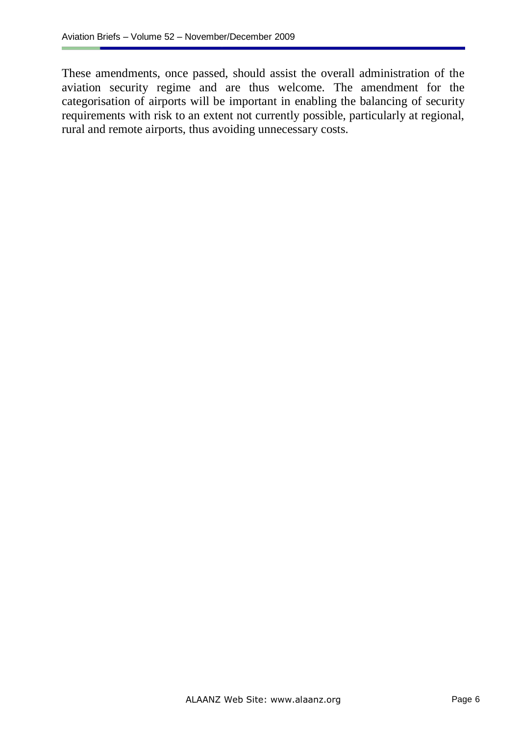These amendments, once passed, should assist the overall administration of the aviation security regime and are thus welcome. The amendment for the categorisation of airports will be important in enabling the balancing of security requirements with risk to an extent not currently possible, particularly at regional, rural and remote airports, thus avoiding unnecessary costs.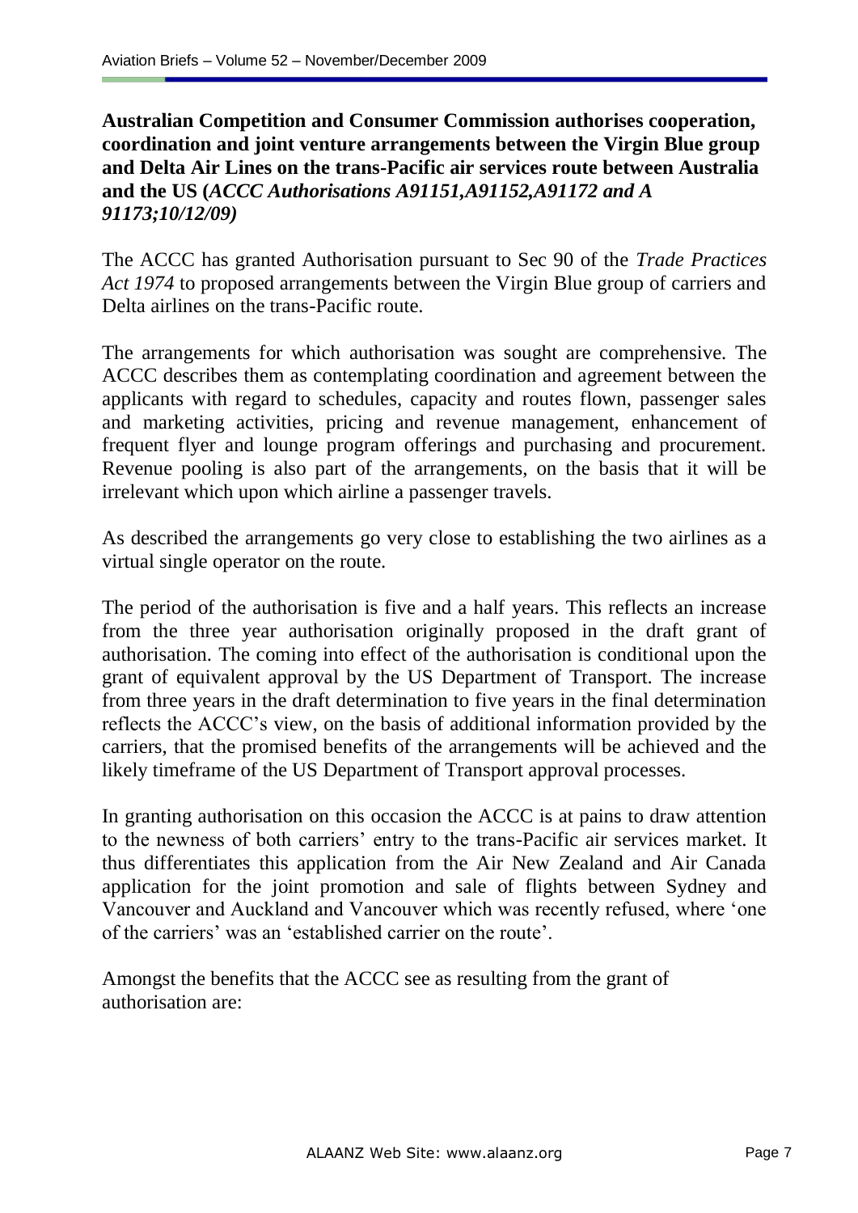**Australian Competition and Consumer Commission authorises cooperation, coordination and joint venture arrangements between the Virgin Blue group and Delta Air Lines on the trans-Pacific air services route between Australia and the US (*ACCC Authorisations A91151,A91152,A91172 and A 91173;10/12/09)***

The ACCC has granted Authorisation pursuant to Sec 90 of the *Trade Practices Act 1974* to proposed arrangements between the Virgin Blue group of carriers and Delta airlines on the trans-Pacific route.

The arrangements for which authorisation was sought are comprehensive. The ACCC describes them as contemplating coordination and agreement between the applicants with regard to schedules, capacity and routes flown, passenger sales and marketing activities, pricing and revenue management, enhancement of frequent flyer and lounge program offerings and purchasing and procurement. Revenue pooling is also part of the arrangements, on the basis that it will be irrelevant which upon which airline a passenger travels.

As described the arrangements go very close to establishing the two airlines as a virtual single operator on the route.

The period of the authorisation is five and a half years. This reflects an increase from the three year authorisation originally proposed in the draft grant of authorisation. The coming into effect of the authorisation is conditional upon the grant of equivalent approval by the US Department of Transport. The increase from three years in the draft determination to five years in the final determination reflects the ACCC's view, on the basis of additional information provided by the carriers, that the promised benefits of the arrangements will be achieved and the likely timeframe of the US Department of Transport approval processes.

In granting authorisation on this occasion the ACCC is at pains to draw attention to the newness of both carriers' entry to the trans-Pacific air services market. It thus differentiates this application from the Air New Zealand and Air Canada application for the joint promotion and sale of flights between Sydney and Vancouver and Auckland and Vancouver which was recently refused, where 'one of the carriers' was an 'established carrier on the route'.

Amongst the benefits that the ACCC see as resulting from the grant of authorisation are: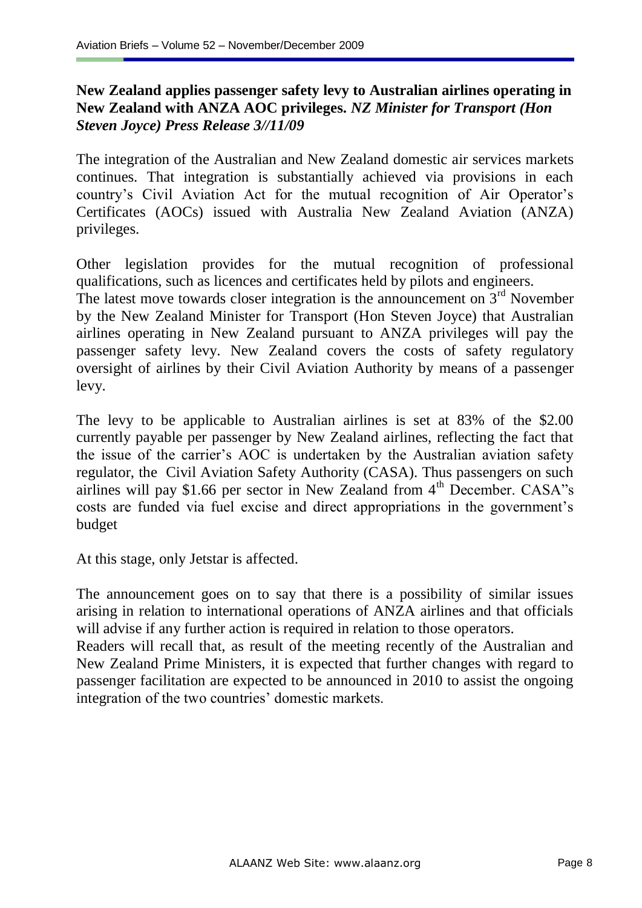**New Zealand applies passenger safety levy to Australian airlines operating in New Zealand with ANZA AOC privileges.** ***NZ Minister for Transport (Hon Steven Joyce) Press Release 3//11/09***

The integration of the Australian and New Zealand domestic air services markets continues. That integration is substantially achieved via provisions in each country's Civil Aviation Act for the mutual recognition of Air Operator's Certificates (AOCs) issued with Australia New Zealand Aviation (ANZA) privileges.

Other legislation provides for the mutual recognition of professional qualifications, such as licences and certificates held by pilots and engineers. The latest move towards closer integration is the announcement on 3rd November by the New Zealand Minister for Transport (Hon Steven Joyce) that Australian airlines operating in New Zealand pursuant to ANZA privileges will pay the passenger safety levy. New Zealand covers the costs of safety regulatory oversight of airlines by their Civil Aviation Authority by means of a passenger levy.

The levy to be applicable to Australian airlines is set at 83% of the $2.00 currently payable per passenger by New Zealand airlines, reflecting the fact that the issue of the carrier's AOC is undertaken by the Australian aviation safety regulator, the Civil Aviation Safety Authority (CASA). Thus passengers on such airlines will pay $1.66 per sector in New Zealand from 4th December. CASA"s costs are funded via fuel excise and direct appropriations in the government's budget

At this stage, only Jetstar is affected.

The announcement goes on to say that there is a possibility of similar issues arising in relation to international operations of ANZA airlines and that officials will advise if any further action is required in relation to those operators. Readers will recall that, as result of the meeting recently of the Australian and New Zealand Prime Ministers, it is expected that further changes with regard to passenger facilitation are expected to be announced in 2010 to assist the ongoing integration of the two countries' domestic markets.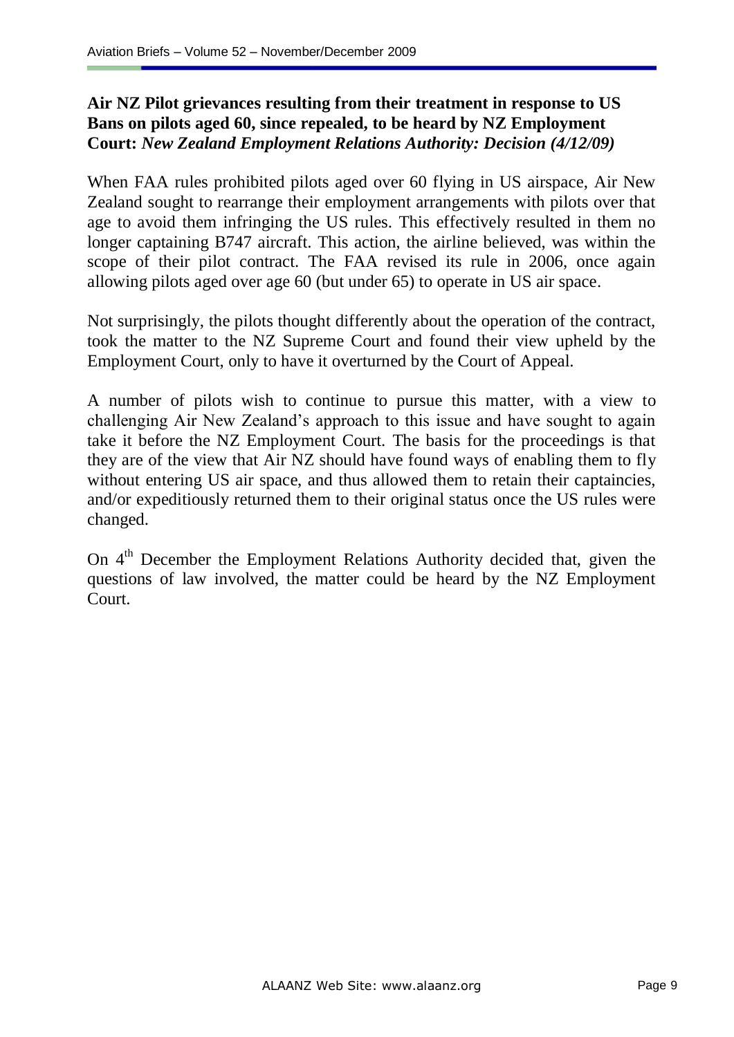**Air NZ Pilot grievances resulting from their treatment in response to US Bans on pilots aged 60, since repealed, to be heard by NZ Employment Court:** ***New Zealand Employment Relations Authority: Decision (4/12/09)***

When FAA rules prohibited pilots aged over 60 flying in US airspace, Air New Zealand sought to rearrange their employment arrangements with pilots over that age to avoid them infringing the US rules. This effectively resulted in them no longer captaining B747 aircraft. This action, the airline believed, was within the scope of their pilot contract. The FAA revised its rule in 2006, once again allowing pilots aged over age 60 (but under 65) to operate in US air space.

Not surprisingly, the pilots thought differently about the operation of the contract, took the matter to the NZ Supreme Court and found their view upheld by the Employment Court, only to have it overturned by the Court of Appeal.

A number of pilots wish to continue to pursue this matter, with a view to challenging Air New Zealand's approach to this issue and have sought to again take it before the NZ Employment Court. The basis for the proceedings is that they are of the view that Air NZ should have found ways of enabling them to fly without entering US air space, and thus allowed them to retain their captaincies, and/or expeditiously returned them to their original status once the US rules were changed.

On 4th December the Employment Relations Authority decided that, given the questions of law involved, the matter could be heard by the NZ Employment Court.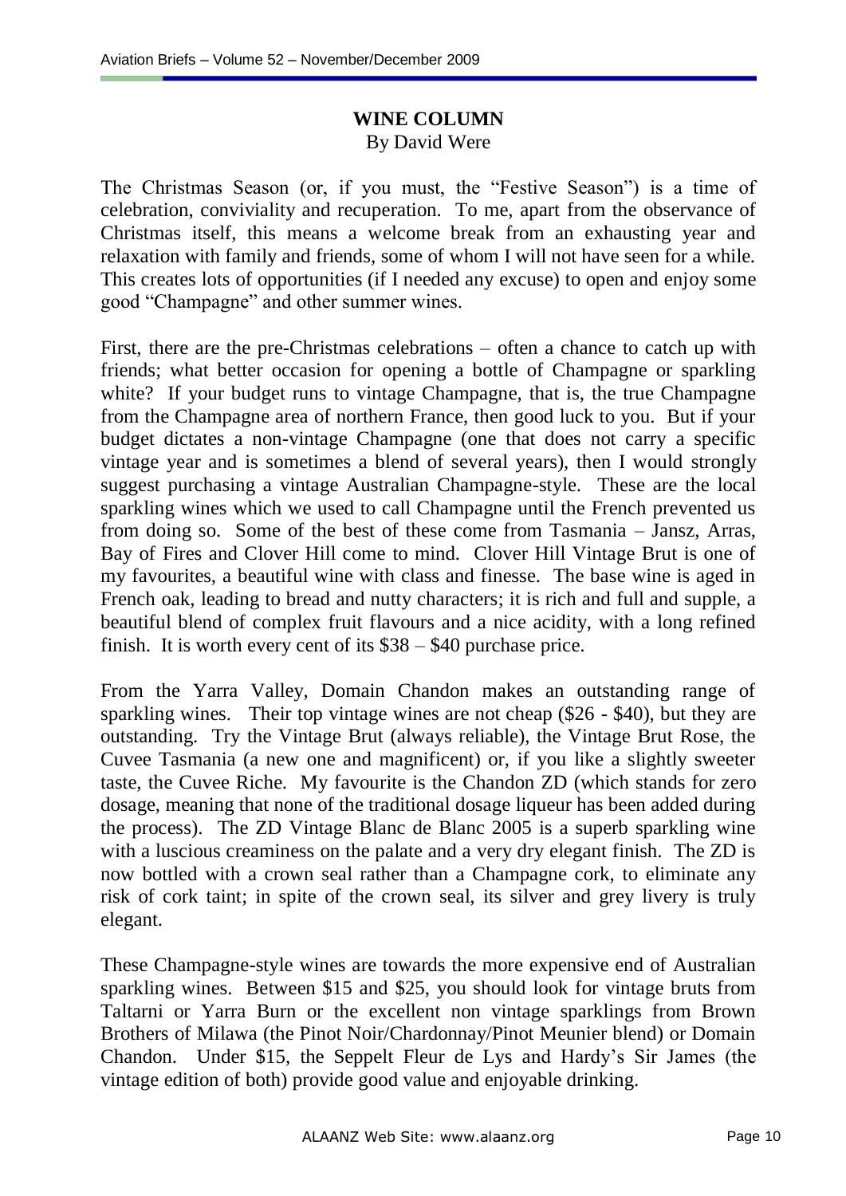## WINE COLUMN

By David Were

The Christmas Season (or, if you must, the "Festive Season") is a time of celebration, conviviality and recuperation. To me, apart from the observance of Christmas itself, this means a welcome break from an exhausting year and relaxation with family and friends, some of whom I will not have seen for a while. This creates lots of opportunities (if I needed any excuse) to open and enjoy some good "Champagne" and other summer wines.

First, there are the pre-Christmas celebrations – often a chance to catch up with friends; what better occasion for opening a bottle of Champagne or sparkling white? If your budget runs to vintage Champagne, that is, the true Champagne from the Champagne area of northern France, then good luck to you. But if your budget dictates a non-vintage Champagne (one that does not carry a specific vintage year and is sometimes a blend of several years), then I would strongly suggest purchasing a vintage Australian Champagne-style. These are the local sparkling wines which we used to call Champagne until the French prevented us from doing so. Some of the best of these come from Tasmania – Jansz, Arras, Bay of Fires and Clover Hill come to mind. Clover Hill Vintage Brut is one of my favourites, a beautiful wine with class and finesse. The base wine is aged in French oak, leading to bread and nutty characters; it is rich and full and supple, a beautiful blend of complex fruit flavours and a nice acidity, with a long refined finish. It is worth every cent of its $38 – $40 purchase price.

From the Yarra Valley, Domain Chandon makes an outstanding range of sparkling wines. Their top vintage wines are not cheap ($26 - $40), but they are outstanding. Try the Vintage Brut (always reliable), the Vintage Brut Rose, the Cuvee Tasmania (a new one and magnificent) or, if you like a slightly sweeter taste, the Cuvee Riche. My favourite is the Chandon ZD (which stands for zero dosage, meaning that none of the traditional dosage liqueur has been added during the process). The ZD Vintage Blanc de Blanc 2005 is a superb sparkling wine with a luscious creaminess on the palate and a very dry elegant finish. The ZD is now bottled with a crown seal rather than a Champagne cork, to eliminate any risk of cork taint; in spite of the crown seal, its silver and grey livery is truly elegant.

These Champagne-style wines are towards the more expensive end of Australian sparkling wines. Between $15 and $25, you should look for vintage bruts from Taltarni or Yarra Burn or the excellent non vintage sparklings from Brown Brothers of Milawa (the Pinot Noir/Chardonnay/Pinot Meunier blend) or Domain Chandon. Under $15, the Seppelt Fleur de Lys and Hardy's Sir James (the vintage edition of both) provide good value and enjoyable drinking.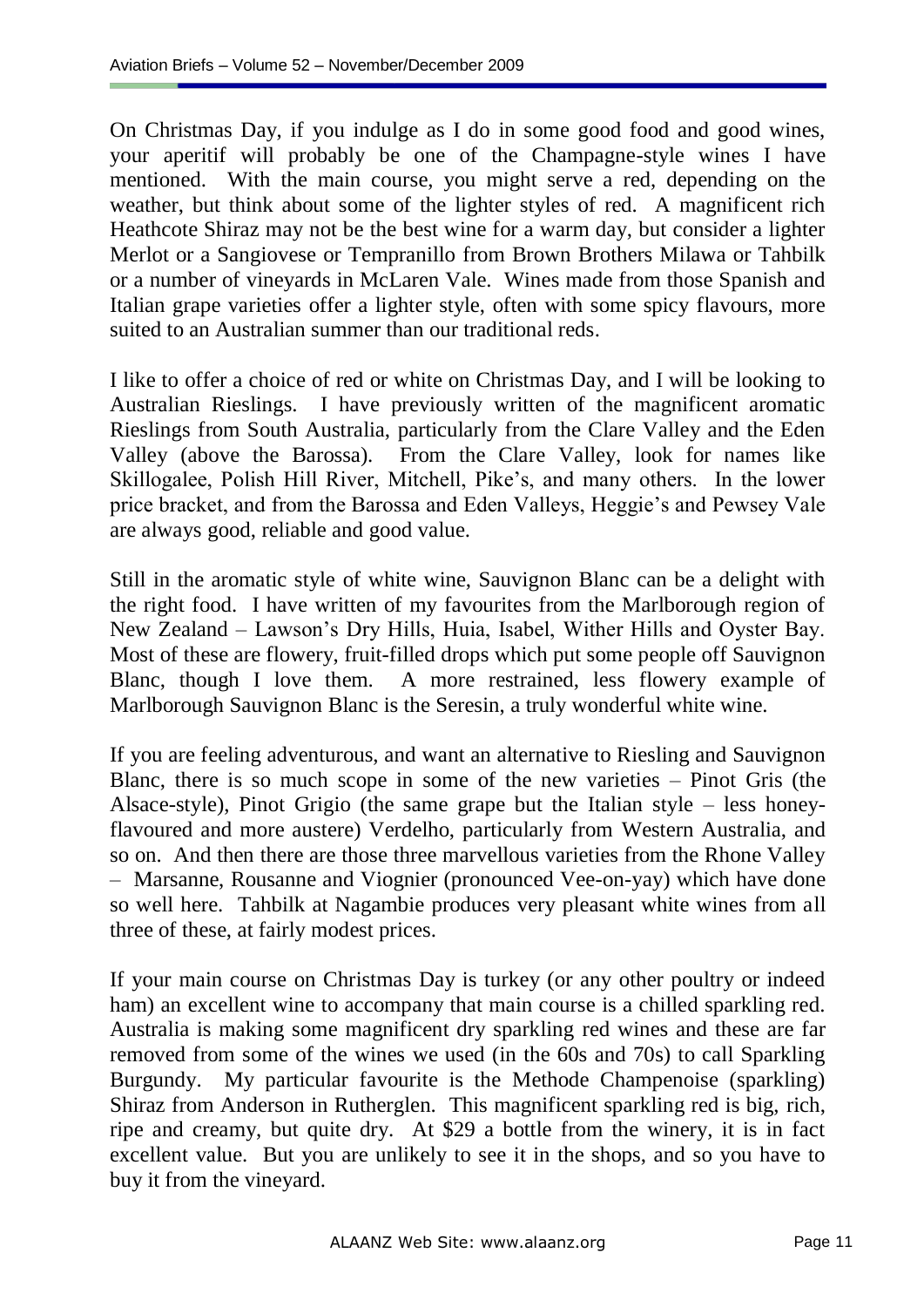On Christmas Day, if you indulge as I do in some good food and good wines, your aperitif will probably be one of the Champagne-style wines I have mentioned. With the main course, you might serve a red, depending on the weather, but think about some of the lighter styles of red. A magnificent rich Heathcote Shiraz may not be the best wine for a warm day, but consider a lighter Merlot or a Sangiovese or Tempranillo from Brown Brothers Milawa or Tahbilk or a number of vineyards in McLaren Vale. Wines made from those Spanish and Italian grape varieties offer a lighter style, often with some spicy flavours, more suited to an Australian summer than our traditional reds.

I like to offer a choice of red or white on Christmas Day, and I will be looking to Australian Rieslings. I have previously written of the magnificent aromatic Rieslings from South Australia, particularly from the Clare Valley and the Eden Valley (above the Barossa). From the Clare Valley, look for names like Skillogalee, Polish Hill River, Mitchell, Pike's, and many others. In the lower price bracket, and from the Barossa and Eden Valleys, Heggie's and Pewsey Vale are always good, reliable and good value.

Still in the aromatic style of white wine, Sauvignon Blanc can be a delight with the right food. I have written of my favourites from the Marlborough region of New Zealand – Lawson's Dry Hills, Huia, Isabel, Wither Hills and Oyster Bay. Most of these are flowery, fruit-filled drops which put some people off Sauvignon Blanc, though I love them. A more restrained, less flowery example of Marlborough Sauvignon Blanc is the Seresin, a truly wonderful white wine.

If you are feeling adventurous, and want an alternative to Riesling and Sauvignon Blanc, there is so much scope in some of the new varieties – Pinot Gris (the Alsace-style), Pinot Grigio (the same grape but the Italian style – less honey-flavoured and more austere) Verdelho, particularly from Western Australia, and so on. And then there are those three marvellous varieties from the Rhone Valley – Marsanne, Rousanne and Viognier (pronounced Vee-on-yay) which have done so well here. Tahbilk at Nagambie produces very pleasant white wines from all three of these, at fairly modest prices.

If your main course on Christmas Day is turkey (or any other poultry or indeed ham) an excellent wine to accompany that main course is a chilled sparkling red. Australia is making some magnificent dry sparkling red wines and these are far removed from some of the wines we used (in the 60s and 70s) to call Sparkling Burgundy. My particular favourite is the Methode Champenoise (sparkling) Shiraz from Anderson in Rutherglen. This magnificent sparkling red is big, rich, ripe and creamy, but quite dry. At $29 a bottle from the winery, it is in fact excellent value. But you are unlikely to see it in the shops, and so you have to buy it from the vineyard.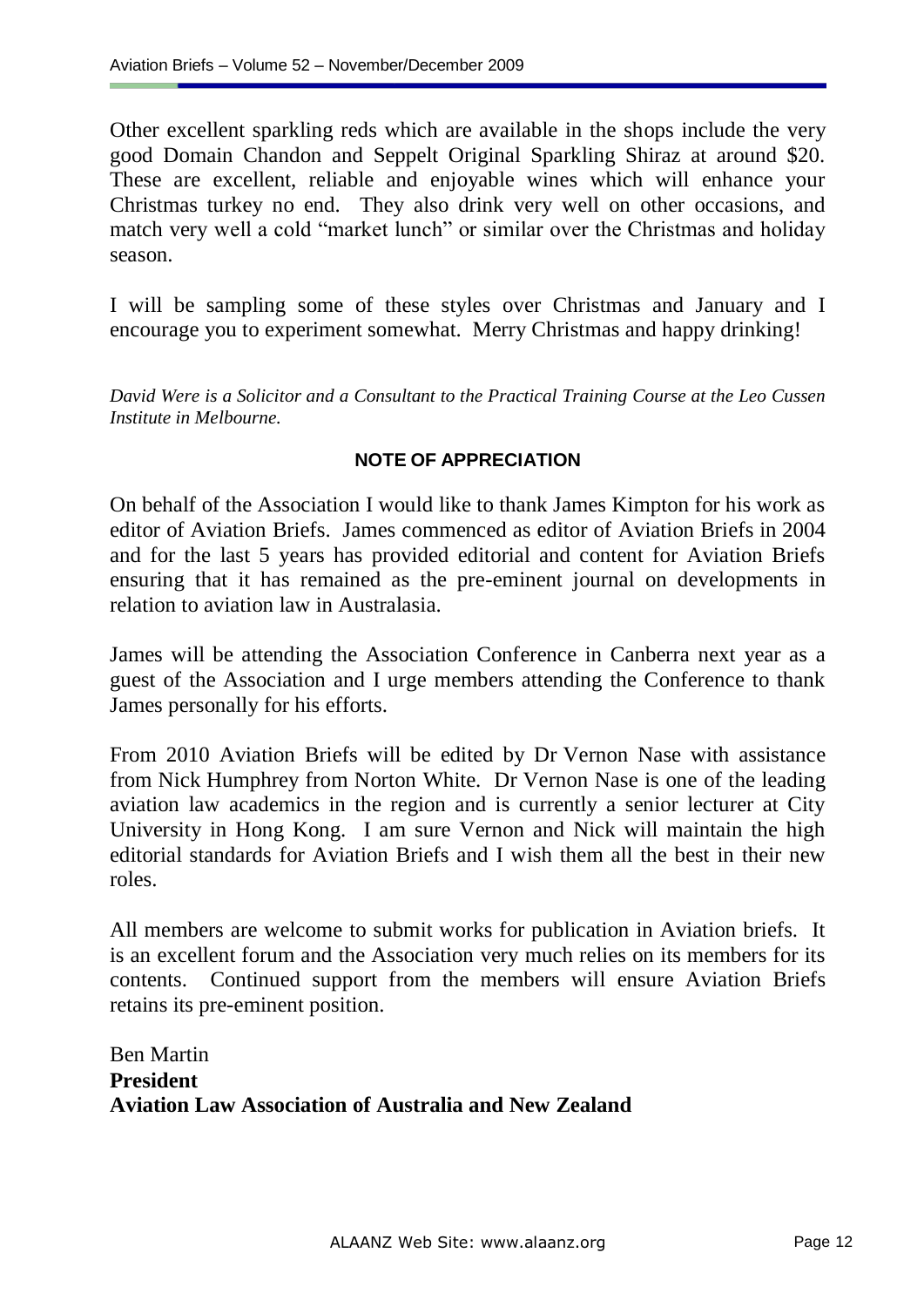Other excellent sparkling reds which are available in the shops include the very good Domain Chandon and Seppelt Original Sparkling Shiraz at around $20. These are excellent, reliable and enjoyable wines which will enhance your Christmas turkey no end. They also drink very well on other occasions, and match very well a cold "market lunch" or similar over the Christmas and holiday season.

I will be sampling some of these styles over Christmas and January and I encourage you to experiment somewhat. Merry Christmas and happy drinking!

*David Were is a Solicitor and a Consultant to the Practical Training Course at the Leo Cussen Institute in Melbourne.*

## NOTE OF APPRECIATION

On behalf of the Association I would like to thank James Kimpton for his work as editor of Aviation Briefs. James commenced as editor of Aviation Briefs in 2004 and for the last 5 years has provided editorial and content for Aviation Briefs ensuring that it has remained as the pre-eminent journal on developments in relation to aviation law in Australasia.

James will be attending the Association Conference in Canberra next year as a guest of the Association and I urge members attending the Conference to thank James personally for his efforts.

From 2010 Aviation Briefs will be edited by Dr Vernon Nase with assistance from Nick Humphrey from Norton White. Dr Vernon Nase is one of the leading aviation law academics in the region and is currently a senior lecturer at City University in Hong Kong. I am sure Vernon and Nick will maintain the high editorial standards for Aviation Briefs and I wish them all the best in their new roles.

All members are welcome to submit works for publication in Aviation briefs. It is an excellent forum and the Association very much relies on its members for its contents. Continued support from the members will ensure Aviation Briefs retains its pre-eminent position.

Ben Martin
**President**
**Aviation Law Association of Australia and New Zealand**